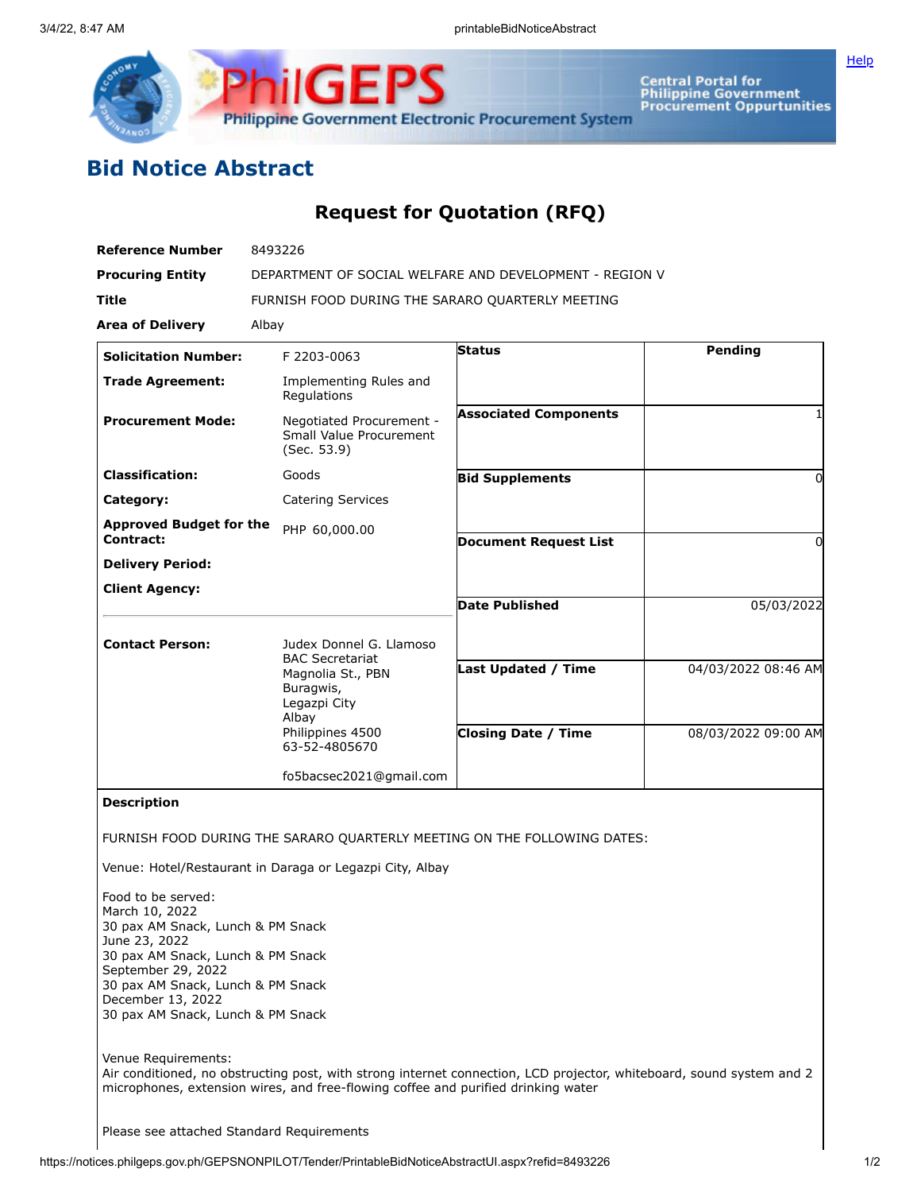# Bid Notice Abstract

## Request for Quotation (RFQ)

| | |
|---|---|
| **Reference Number** | 8493226 |
| **Procuring Entity** | DEPARTMENT OF SOCIAL WELFARE AND DEVELOPMENT - REGION V |
| **Title** | FURNISH FOOD DURING THE SARARO QUARTERLY MEETING |
| **Area of Delivery** | Albay |

| | | | |
|---|---|---|---|
| **Solicitation Number:** | F 2203-0063 | **Status** | Pending |
| **Trade Agreement:** | Implementing Rules and Regulations | | |
| **Procurement Mode:** | Negotiated Procurement - Small Value Procurement (Sec. 53.9) | **Associated Components** | 1 |
| **Classification:** | Goods | **Bid Supplements** | 0 |
| **Category:** | Catering Services | | |
| **Approved Budget for the Contract:** | PHP 60,000.00 | **Document Request List** | 0 |
| **Delivery Period:** | | | |
| **Client Agency:** | | **Date Published** | 05/03/2022 |
| **Contact Person:** | Judex Donnel G. Llamoso<br>BAC Secretariat<br>Magnolia St., PBN<br>Buragwis,<br>Legazpi City<br>Albay<br>Philippines 4500<br>63-52-4805670<br><br>fo5bacsec2021@gmail.com | **Last Updated / Time** | 04/03/2022 08:46 AM |
| | | **Closing Date / Time** | 08/03/2022 09:00 AM |

**Description**

FURNISH FOOD DURING THE SARARO QUARTERLY MEETING ON THE FOLLOWING DATES:

Venue: Hotel/Restaurant in Daraga or Legazpi City, Albay

Food to be served:
March 10, 2022
30 pax AM Snack, Lunch & PM Snack
June 23, 2022
30 pax AM Snack, Lunch & PM Snack
September 29, 2022
30 pax AM Snack, Lunch & PM Snack
December 13, 2022
30 pax AM Snack, Lunch & PM Snack

Venue Requirements:
Air conditioned, no obstructing post, with strong internet connection, LCD projector, whiteboard, sound system and 2 microphones, extension wires, and free-flowing coffee and purified drinking water

Please see attached Standard Requirements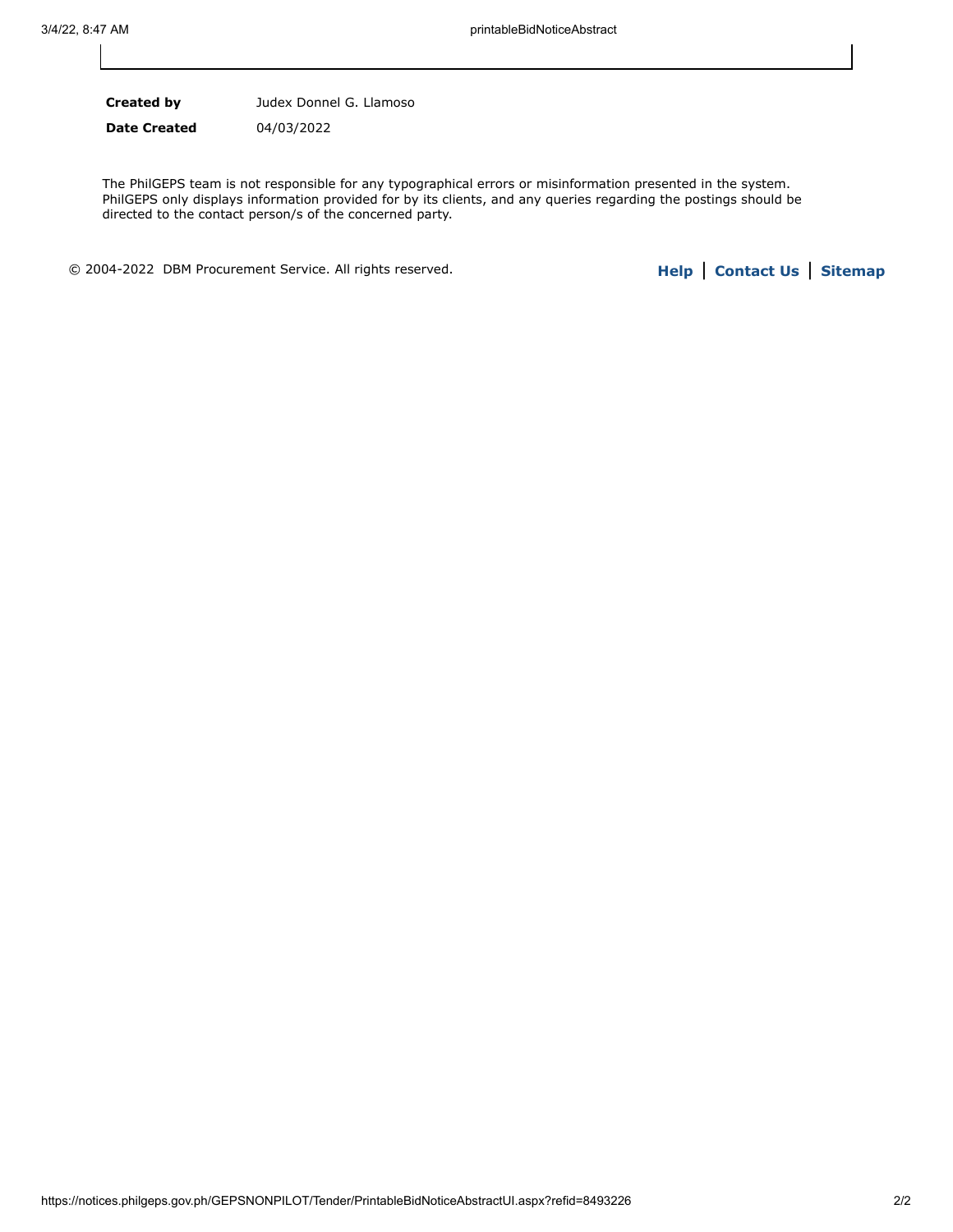| | |
|---|---|
| **Created by** | Judex Donnel G. Llamoso |
| **Date Created** | 04/03/2022 |

The PhilGEPS team is not responsible for any typographical errors or misinformation presented in the system. PhilGEPS only displays information provided for by its clients, and any queries regarding the postings should be directed to the contact person/s of the concerned party.

© 2004-2022 DBM Procurement Service. All rights reserved.

**Help** | **Contact Us** | **Sitemap**